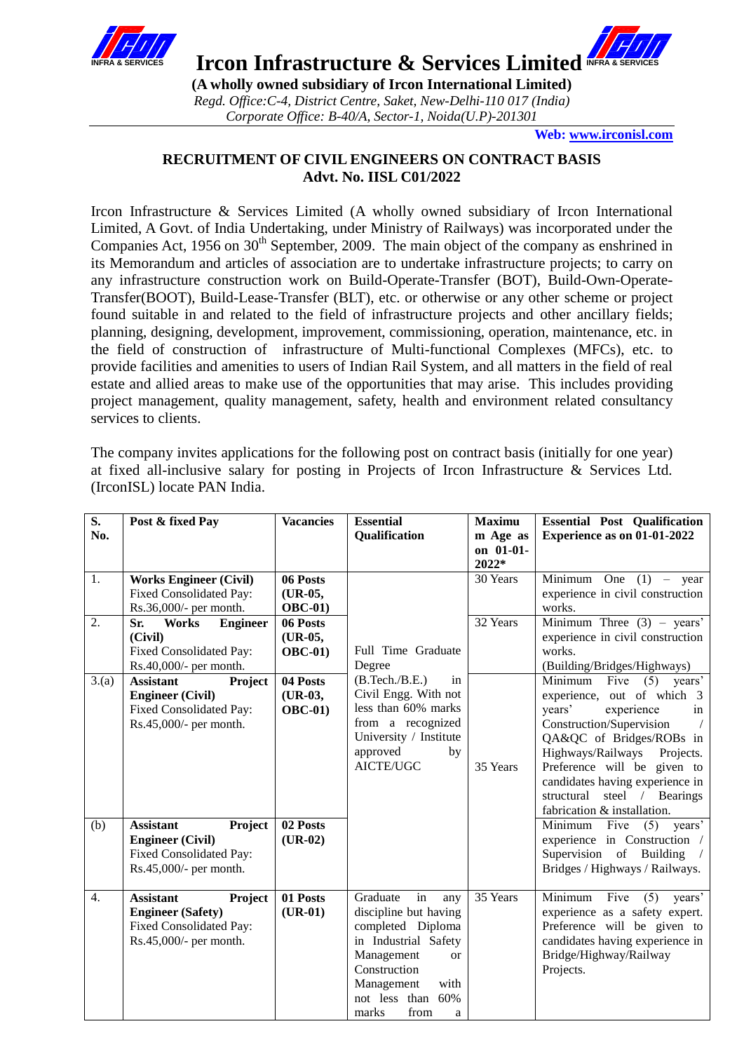# Ircon Infrastructure & Services Limited

**(A wholly owned subsidiary of Ircon International Limited)**

*Regd. Office:C-4, District Centre, Saket, New-Delhi-110 017 (India)*

*Corporate Office: B-40/A, Sector-1, Noida(U.P)-201301*

**Web: www.irconisl.com**

## RECRUITMENT OF CIVIL ENGINEERS ON CONTRACT BASIS

**Advt. No. IISL C01/2022**

Ircon Infrastructure & Services Limited (A wholly owned subsidiary of Ircon International Limited, A Govt. of India Undertaking, under Ministry of Railways) was incorporated under the Companies Act, 1956 on 30th September, 2009. The main object of the company as enshrined in its Memorandum and articles of association are to undertake infrastructure projects; to carry on any infrastructure construction work on Build-Operate-Transfer (BOT), Build-Own-Operate-Transfer(BOOT), Build-Lease-Transfer (BLT), etc. or otherwise or any other scheme or project found suitable in and related to the field of infrastructure projects and other ancillary fields; planning, designing, development, improvement, commissioning, operation, maintenance, etc. in the field of construction of infrastructure of Multi-functional Complexes (MFCs), etc. to provide facilities and amenities to users of Indian Rail System, and all matters in the field of real estate and allied areas to make use of the opportunities that may arise. This includes providing project management, quality management, safety, health and environment related consultancy services to clients.

The company invites applications for the following post on contract basis (initially for one year) at fixed all-inclusive salary for posting in Projects of Ircon Infrastructure & Services Ltd. (IrconISL) locate PAN India.

| S. No. | Post & fixed Pay | Vacancies | Essential Qualification | Maximum Age as on 01-01-2022* | Essential Post Qualification Experience as on 01-01-2022 |
|---|---|---|---|---|---|
| 1. | **Works Engineer (Civil)** Fixed Consolidated Pay: Rs.36,000/- per month. | **06 Posts (UR-05, OBC-01)** | Full Time Graduate Degree (B.Tech./B.E.) in Civil Engg. With not less than 60% marks from a recognized University / Institute approved by AICTE/UGC | 30 Years | Minimum One (1) – year experience in civil construction works. |
| 2. | **Sr. Works Engineer (Civil)** Fixed Consolidated Pay: Rs.40,000/- per month. | **06 Posts (UR-05, OBC-01)** | | 32 Years | Minimum Three (3) – years' experience in civil construction works. (Building/Bridges/Highways) |
| 3.(a) | **Assistant Project Engineer (Civil)** Fixed Consolidated Pay: Rs.45,000/- per month. | **04 Posts (UR-03, OBC-01)** | | 35 Years | Minimum Five (5) years' experience, out of which 3 years' experience in Construction/Supervision / QA&QC of Bridges/ROBs in Highways/Railways Projects. Preference will be given to candidates having experience in structural steel / Bearings fabrication & installation. |
| (b) | **Assistant Project Engineer (Civil)** Fixed Consolidated Pay: Rs.45,000/- per month. | **02 Posts (UR-02)** | | | Minimum Five (5) years' experience in Construction / Supervision of Building / Bridges / Highways / Railways. |
| 4. | **Assistant Project Engineer (Safety)** Fixed Consolidated Pay: Rs.45,000/- per month. | **01 Posts (UR-01)** | Graduate in any discipline but having completed Diploma in Industrial Safety Management or Construction Management with not less than 60% marks from a | 35 Years | Minimum Five (5) years' experience as a safety expert. Preference will be given to candidates having experience in Bridge/Highway/Railway Projects. |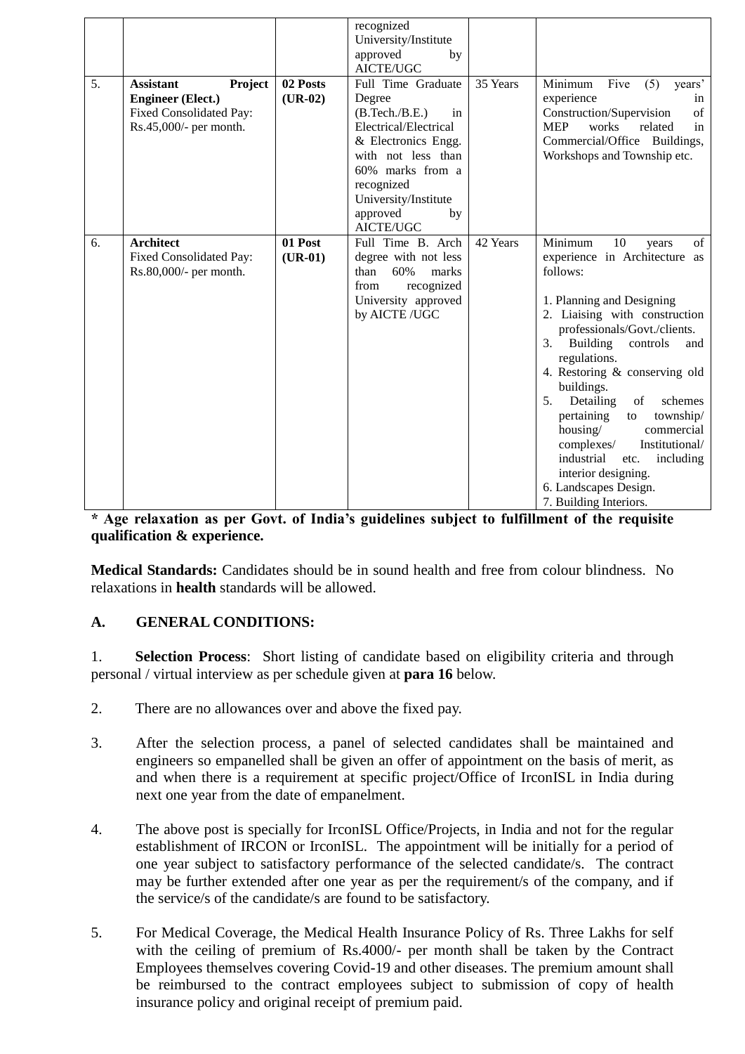| | | | | | |
|---|---|---|---|---|---|
| | | | recognized University/Institute approved by AICTE/UGC | | |
| 5. | **Assistant Project Engineer (Elect.)** Fixed Consolidated Pay: Rs.45,000/- per month. | **02 Posts (UR-02)** | Full Time Graduate Degree (B.Tech./B.E.) in Electrical/Electrical & Electronics Engg. with not less than 60% marks from a recognized University/Institute approved by AICTE/UGC | 35 Years | Minimum Five (5) years' experience in Construction/Supervision of MEP works related in Commercial/Office Buildings, Workshops and Township etc. |
| 6. | **Architect** Fixed Consolidated Pay: Rs.80,000/- per month. | **01 Post (UR-01)** | Full Time B. Arch degree with not less than 60% marks from recognized University approved by AICTE /UGC | 42 Years | Minimum 10 years of experience in Architecture as follows:<br><br>1. Planning and Designing<br>2. Liaising with construction professionals/Govt./clients.<br>3. Building controls and regulations.<br>4. Restoring & conserving old buildings.<br>5. Detailing of schemes pertaining to township/ housing/ commercial complexes/ Institutional/ industrial etc. including interior designing.<br>6. Landscapes Design.<br>7. Building Interiors. |

**\* Age relaxation as per Govt. of India's guidelines subject to fulfillment of the requisite qualification & experience.**

**Medical Standards:** Candidates should be in sound health and free from colour blindness. No relaxations in **health** standards will be allowed.

## A. GENERAL CONDITIONS:

1. **Selection Process**: Short listing of candidate based on eligibility criteria and through personal / virtual interview as per schedule given at **para 16** below.

2. There are no allowances over and above the fixed pay.

3. After the selection process, a panel of selected candidates shall be maintained and engineers so empanelled shall be given an offer of appointment on the basis of merit, as and when there is a requirement at specific project/Office of IrconISL in India during next one year from the date of empanelment.

4. The above post is specially for IrconISL Office/Projects, in India and not for the regular establishment of IRCON or IrconISL. The appointment will be initially for a period of one year subject to satisfactory performance of the selected candidate/s. The contract may be further extended after one year as per the requirement/s of the company, and if the service/s of the candidate/s are found to be satisfactory.

5. For Medical Coverage, the Medical Health Insurance Policy of Rs. Three Lakhs for self with the ceiling of premium of Rs.4000/- per month shall be taken by the Contract Employees themselves covering Covid-19 and other diseases. The premium amount shall be reimbursed to the contract employees subject to submission of copy of health insurance policy and original receipt of premium paid.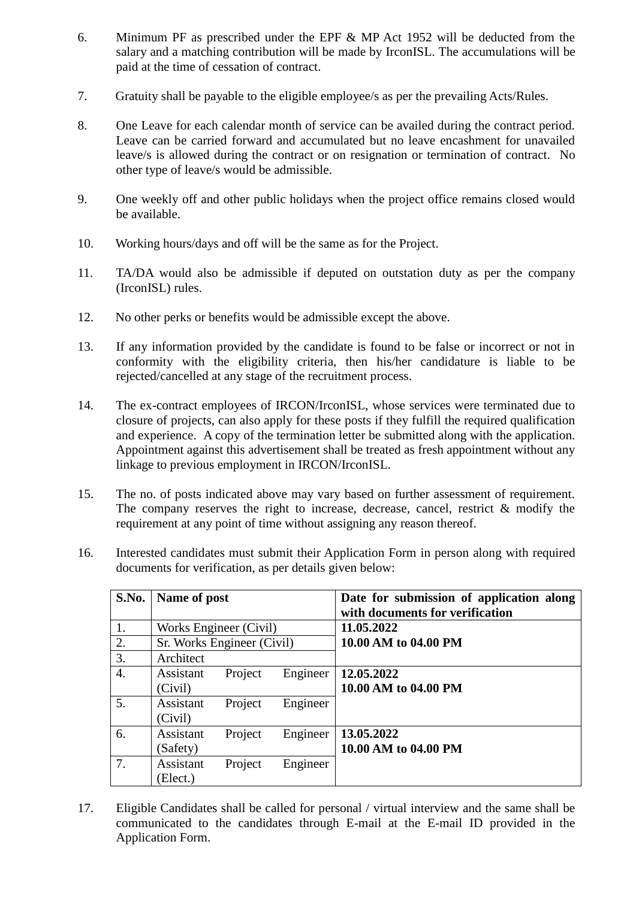6. Minimum PF as prescribed under the EPF & MP Act 1952 will be deducted from the salary and a matching contribution will be made by IrconISL. The accumulations will be paid at the time of cessation of contract.

7. Gratuity shall be payable to the eligible employee/s as per the prevailing Acts/Rules.

8. One Leave for each calendar month of service can be availed during the contract period. Leave can be carried forward and accumulated but no leave encashment for unavailed leave/s is allowed during the contract or on resignation or termination of contract. No other type of leave/s would be admissible.

9. One weekly off and other public holidays when the project office remains closed would be available.

10. Working hours/days and off will be the same as for the Project.

11. TA/DA would also be admissible if deputed on outstation duty as per the company (IrconISL) rules.

12. No other perks or benefits would be admissible except the above.

13. If any information provided by the candidate is found to be false or incorrect or not in conformity with the eligibility criteria, then his/her candidature is liable to be rejected/cancelled at any stage of the recruitment process.

14. The ex-contract employees of IRCON/IrconISL, whose services were terminated due to closure of projects, can also apply for these posts if they fulfill the required qualification and experience. A copy of the termination letter be submitted along with the application. Appointment against this advertisement shall be treated as fresh appointment without any linkage to previous employment in IRCON/IrconISL.

15. The no. of posts indicated above may vary based on further assessment of requirement. The company reserves the right to increase, decrease, cancel, restrict & modify the requirement at any point of time without assigning any reason thereof.

16. Interested candidates must submit their Application Form in person along with required documents for verification, as per details given below:

| **S.No.** | **Name of post** | **Date for submission of application along with documents for verification** |
|---|---|---|
| 1. | Works Engineer (Civil) | **11.05.2022** **10.00 AM to 04.00 PM** |
| 2. | Sr. Works Engineer (Civil) | |
| 3. | Architect | |
| 4. | Assistant Project Engineer (Civil) | **12.05.2022** **10.00 AM to 04.00 PM** |
| 5. | Assistant Project Engineer (Civil) | |
| 6. | Assistant Project Engineer (Safety) | **13.05.2022** **10.00 AM to 04.00 PM** |
| 7. | Assistant Project Engineer (Elect.) | |

17. Eligible Candidates shall be called for personal / virtual interview and the same shall be communicated to the candidates through E-mail at the E-mail ID provided in the Application Form.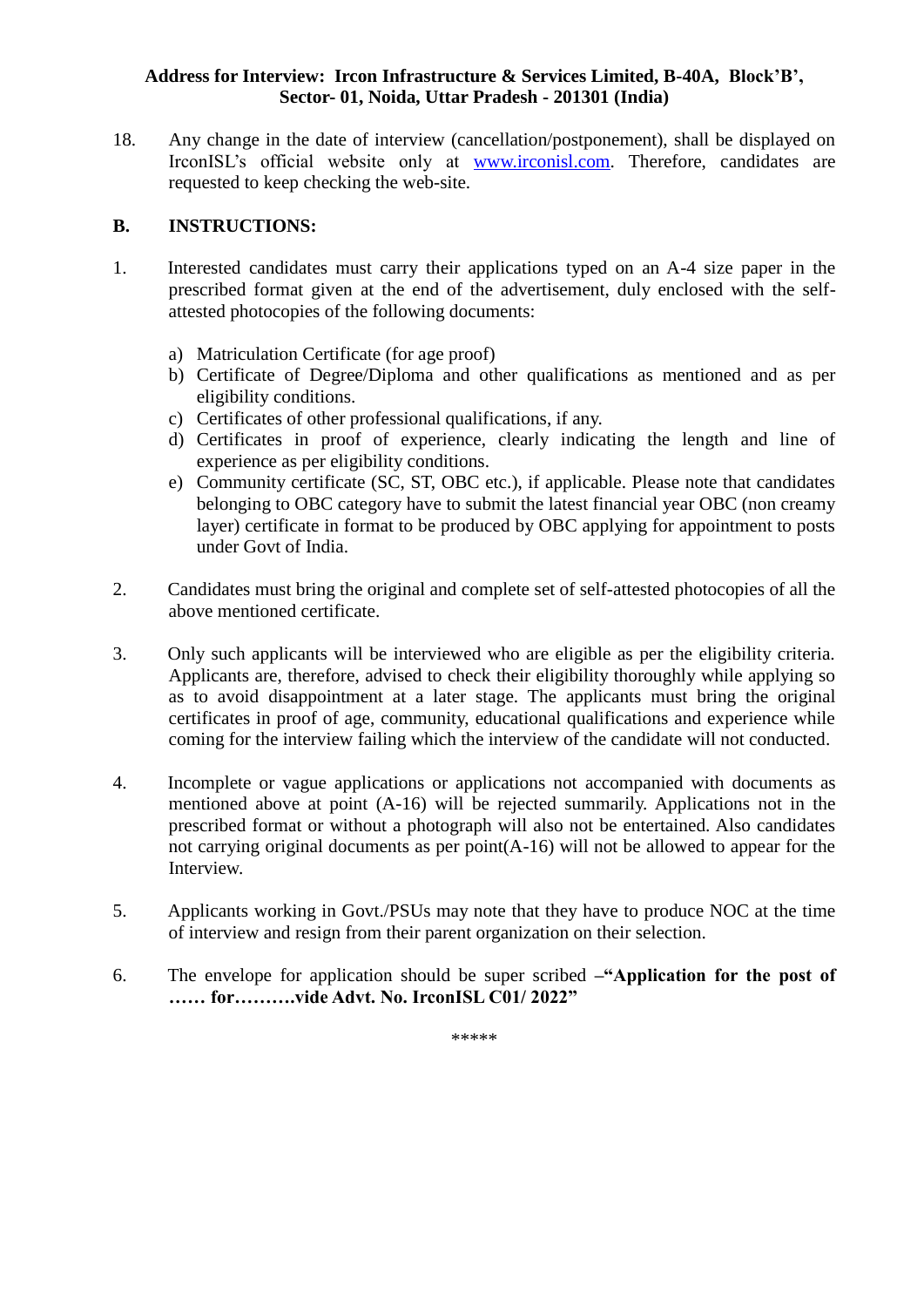**Address for Interview: Ircon Infrastructure & Services Limited, B-40A, Block'B', Sector- 01, Noida, Uttar Pradesh - 201301 (India)**

18. Any change in the date of interview (cancellation/postponement), shall be displayed on IrconISL's official website only at [www.irconisl.com](http://www.irconisl.com). Therefore, candidates are requested to keep checking the web-site.

## B. INSTRUCTIONS:

1. Interested candidates must carry their applications typed on an A-4 size paper in the prescribed format given at the end of the advertisement, duly enclosed with the self-attested photocopies of the following documents:

   a) Matriculation Certificate (for age proof)
   b) Certificate of Degree/Diploma and other qualifications as mentioned and as per eligibility conditions.
   c) Certificates of other professional qualifications, if any.
   d) Certificates in proof of experience, clearly indicating the length and line of experience as per eligibility conditions.
   e) Community certificate (SC, ST, OBC etc.), if applicable. Please note that candidates belonging to OBC category have to submit the latest financial year OBC (non creamy layer) certificate in format to be produced by OBC applying for appointment to posts under Govt of India.

2. Candidates must bring the original and complete set of self-attested photocopies of all the above mentioned certificate.

3. Only such applicants will be interviewed who are eligible as per the eligibility criteria. Applicants are, therefore, advised to check their eligibility thoroughly while applying so as to avoid disappointment at a later stage. The applicants must bring the original certificates in proof of age, community, educational qualifications and experience while coming for the interview failing which the interview of the candidate will not conducted.

4. Incomplete or vague applications or applications not accompanied with documents as mentioned above at point (A-16) will be rejected summarily. Applications not in the prescribed format or without a photograph will also not be entertained. Also candidates not carrying original documents as per point(A-16) will not be allowed to appear for the Interview.

5. Applicants working in Govt./PSUs may note that they have to produce NOC at the time of interview and resign from their parent organization on their selection.

6. The envelope for application should be super scribed –**"Application for the post of …… for……….vide Advt. No. IrconISL C01/ 2022"**

*****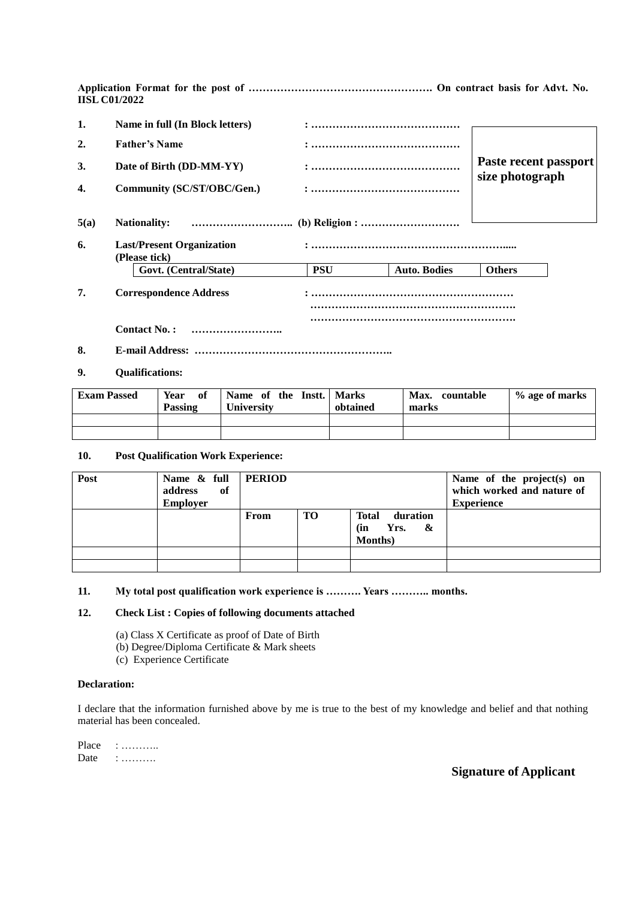**Application Format for the post of ……………………………………………. On contract basis for Advt. No. IISL C01/2022**

**1.** **Name in full (In Block letters)** : ……………………………………

**2.** **Father's Name** : ……………………………………

**3.** **Date of Birth (DD-MM-YY)** : ……………………………………

**4.** **Community (SC/ST/OBC/Gen.)** : ……………………………………

**Paste recent passport size photograph**

**5(a)** **Nationality:** ……………………….. **(b) Religion :** ……………………….

**6.** **Last/Present Organization** : ………………………………………………....
**(Please tick)**

| Govt. (Central/State) | PSU | Auto. Bodies | Others |
|---|---|---|---|

**7.** **Correspondence Address** : …………………………………………………
…………………………………………………….
…………………………………………………….

**Contact No. :** ……………………..

**8.** **E-mail Address:** ………………………………………………..

**9.** **Qualifications:**

| Exam Passed | Year of Passing | Name of the Instt. University | Marks obtained | Max. countable marks | % age of marks |
|---|---|---|---|---|---|
| | | | | | |
| | | | | | |

**10.** **Post Qualification Work Experience:**

| Post | Name & full address of Employer | PERIOD | | | Name of the project(s) on which worked and nature of Experience |
|---|---|---|---|---|---|
| | | From | TO | Total duration (in Yrs. & Months) | |
| | | | | | |
| | | | | | |

**11.** **My total post qualification work experience is ………. Years ……….. months.**

**12.** **Check List : Copies of following documents attached**

(a) Class X Certificate as proof of Date of Birth
(b) Degree/Diploma Certificate & Mark sheets
(c) Experience Certificate

**Declaration:**

I declare that the information furnished above by me is true to the best of my knowledge and belief and that nothing material has been concealed.

Place : ………..
Date : ……….

**Signature of Applicant**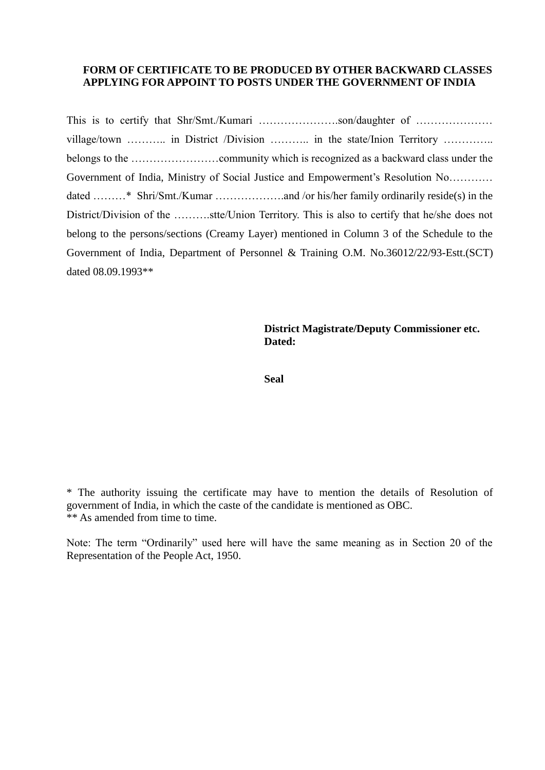**FORM OF CERTIFICATE TO BE PRODUCED BY OTHER BACKWARD CLASSES APPLYING FOR APPOINT TO POSTS UNDER THE GOVERNMENT OF INDIA**

This is to certify that Shr/Smt./Kumari ………………….son/daughter of ………………… village/town ……….. in District /Division ……….. in the state/Inion Territory ………….. belongs to the ……………………community which is recognized as a backward class under the Government of India, Ministry of Social Justice and Empowerment's Resolution No………… dated ………* Shri/Smt./Kumar ……………….and /or his/her family ordinarily reside(s) in the District/Division of the ……….stte/Union Territory. This is also to certify that he/she does not belong to the persons/sections (Creamy Layer) mentioned in Column 3 of the Schedule to the Government of India, Department of Personnel & Training O.M. No.36012/22/93-Estt.(SCT) dated 08.09.1993**

**District Magistrate/Deputy Commissioner etc.**
**Dated:**

**Seal**

* The authority issuing the certificate may have to mention the details of Resolution of government of India, in which the caste of the candidate is mentioned as OBC.
** As amended from time to time.

Note: The term "Ordinarily" used here will have the same meaning as in Section 20 of the Representation of the People Act, 1950.